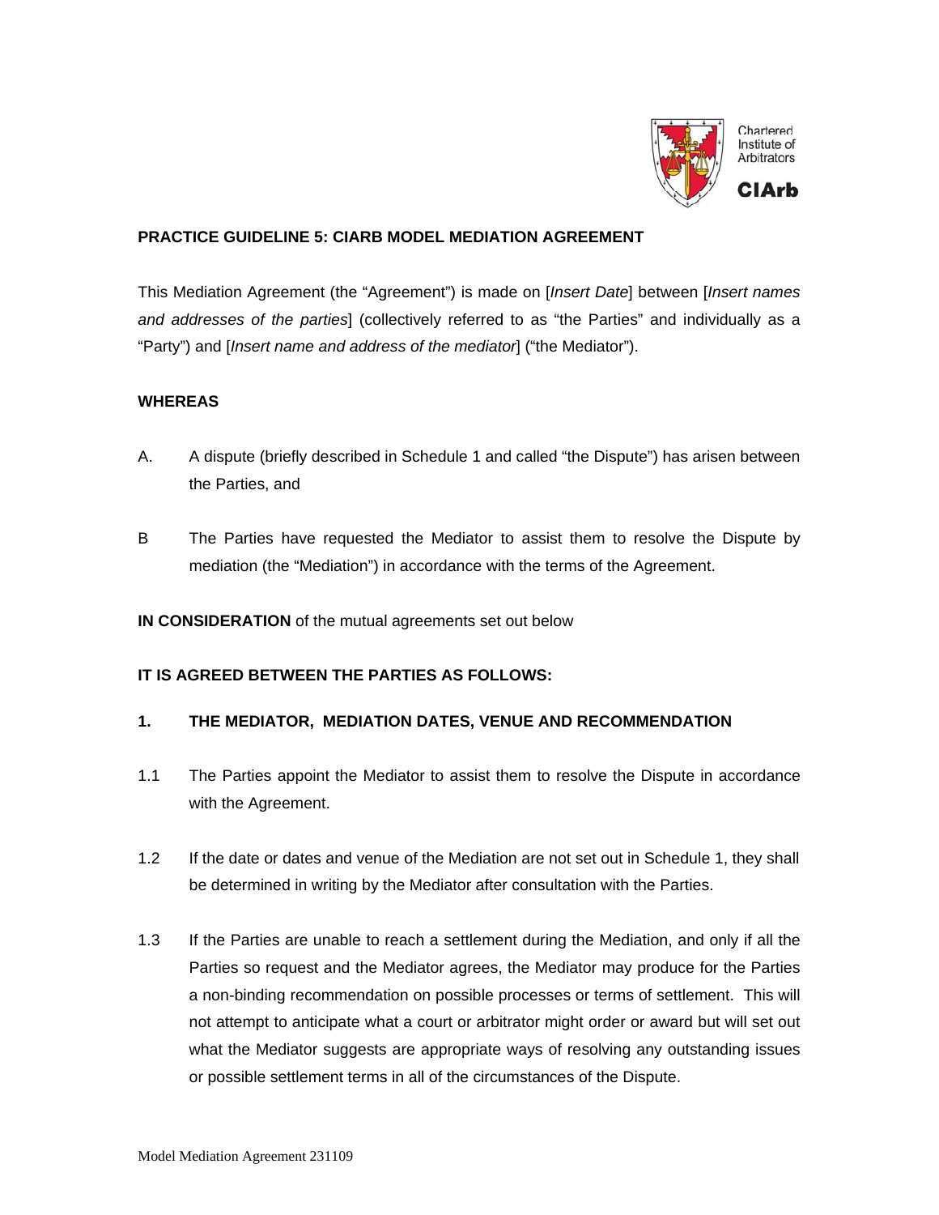**PRACTICE GUIDELINE 5: CIARB MODEL MEDIATION AGREEMENT**

This Mediation Agreement (the "Agreement") is made on [*Insert Date*] between [*Insert names and addresses of the parties*] (collectively referred to as "the Parties" and individually as a "Party") and [*Insert name and address of the mediator*] ("the Mediator").

**WHEREAS**

A. A dispute (briefly described in Schedule 1 and called "the Dispute") has arisen between the Parties, and

B The Parties have requested the Mediator to assist them to resolve the Dispute by mediation (the "Mediation") in accordance with the terms of the Agreement.

**IN CONSIDERATION** of the mutual agreements set out below

**IT IS AGREED BETWEEN THE PARTIES AS FOLLOWS:**

**1. THE MEDIATOR, MEDIATION DATES, VENUE AND RECOMMENDATION**

1.1 The Parties appoint the Mediator to assist them to resolve the Dispute in accordance with the Agreement.

1.2 If the date or dates and venue of the Mediation are not set out in Schedule 1, they shall be determined in writing by the Mediator after consultation with the Parties.

1.3 If the Parties are unable to reach a settlement during the Mediation, and only if all the Parties so request and the Mediator agrees, the Mediator may produce for the Parties a non-binding recommendation on possible processes or terms of settlement. This will not attempt to anticipate what a court or arbitrator might order or award but will set out what the Mediator suggests are appropriate ways of resolving any outstanding issues or possible settlement terms in all of the circumstances of the Dispute.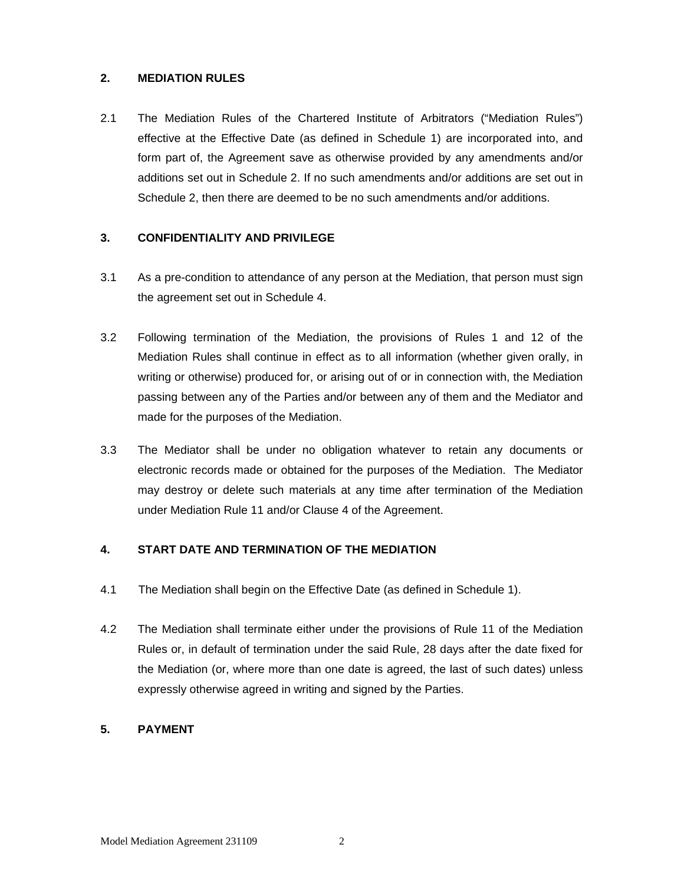## 2. MEDIATION RULES

2.1 The Mediation Rules of the Chartered Institute of Arbitrators ("Mediation Rules") effective at the Effective Date (as defined in Schedule 1) are incorporated into, and form part of, the Agreement save as otherwise provided by any amendments and/or additions set out in Schedule 2. If no such amendments and/or additions are set out in Schedule 2, then there are deemed to be no such amendments and/or additions.

## 3. CONFIDENTIALITY AND PRIVILEGE

3.1 As a pre-condition to attendance of any person at the Mediation, that person must sign the agreement set out in Schedule 4.

3.2 Following termination of the Mediation, the provisions of Rules 1 and 12 of the Mediation Rules shall continue in effect as to all information (whether given orally, in writing or otherwise) produced for, or arising out of or in connection with, the Mediation passing between any of the Parties and/or between any of them and the Mediator and made for the purposes of the Mediation.

3.3 The Mediator shall be under no obligation whatever to retain any documents or electronic records made or obtained for the purposes of the Mediation. The Mediator may destroy or delete such materials at any time after termination of the Mediation under Mediation Rule 11 and/or Clause 4 of the Agreement.

## 4. START DATE AND TERMINATION OF THE MEDIATION

4.1 The Mediation shall begin on the Effective Date (as defined in Schedule 1).

4.2 The Mediation shall terminate either under the provisions of Rule 11 of the Mediation Rules or, in default of termination under the said Rule, 28 days after the date fixed for the Mediation (or, where more than one date is agreed, the last of such dates) unless expressly otherwise agreed in writing and signed by the Parties.

## 5. PAYMENT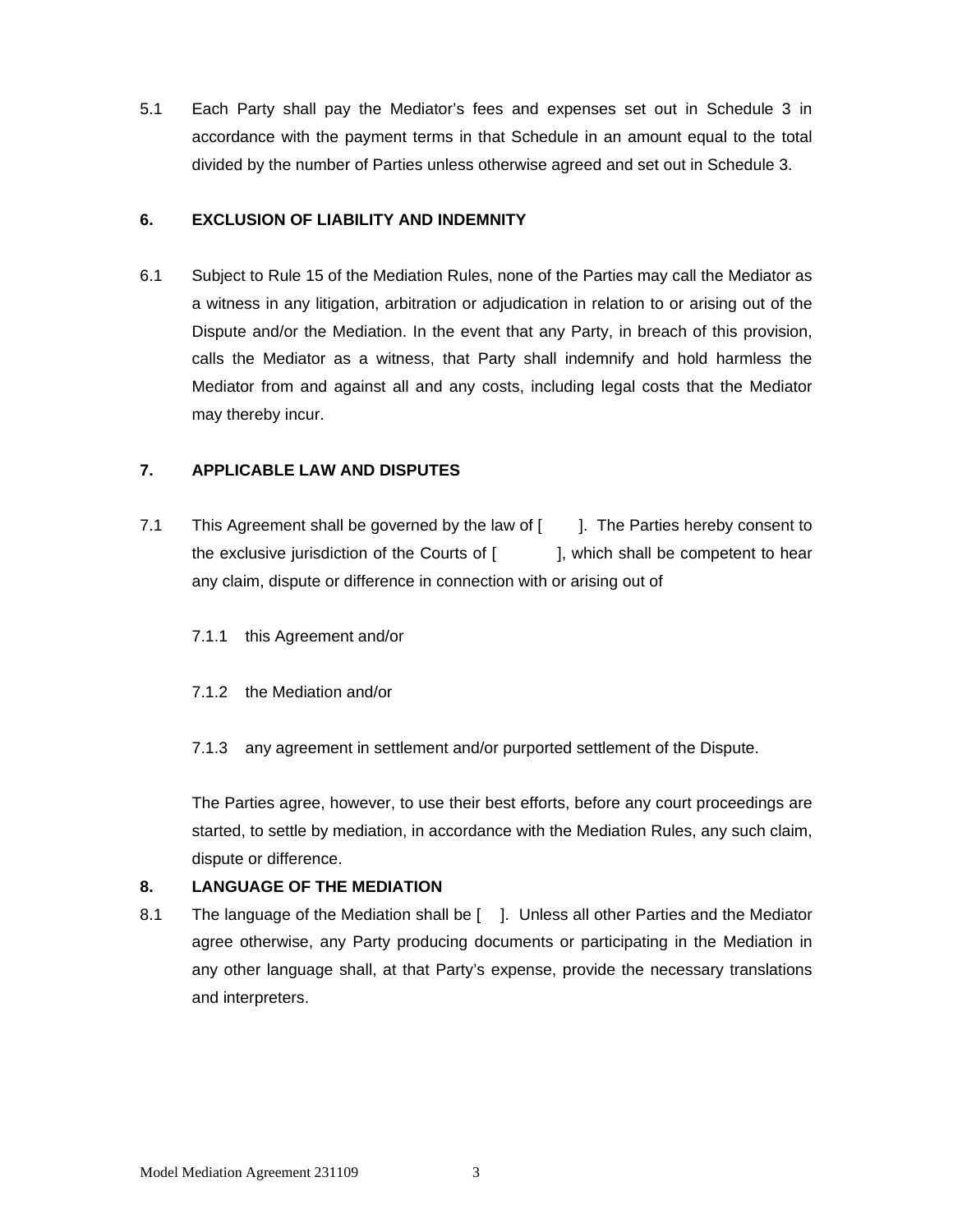5.1 Each Party shall pay the Mediator's fees and expenses set out in Schedule 3 in accordance with the payment terms in that Schedule in an amount equal to the total divided by the number of Parties unless otherwise agreed and set out in Schedule 3.

## 6. EXCLUSION OF LIABILITY AND INDEMNITY

6.1 Subject to Rule 15 of the Mediation Rules, none of the Parties may call the Mediator as a witness in any litigation, arbitration or adjudication in relation to or arising out of the Dispute and/or the Mediation. In the event that any Party, in breach of this provision, calls the Mediator as a witness, that Party shall indemnify and hold harmless the Mediator from and against all and any costs, including legal costs that the Mediator may thereby incur.

## 7. APPLICABLE LAW AND DISPUTES

7.1 This Agreement shall be governed by the law of [ ]. The Parties hereby consent to the exclusive jurisdiction of the Courts of [ ], which shall be competent to hear any claim, dispute or difference in connection with or arising out of

7.1.1 this Agreement and/or

7.1.2 the Mediation and/or

7.1.3 any agreement in settlement and/or purported settlement of the Dispute.

The Parties agree, however, to use their best efforts, before any court proceedings are started, to settle by mediation, in accordance with the Mediation Rules, any such claim, dispute or difference.

## 8. LANGUAGE OF THE MEDIATION

8.1 The language of the Mediation shall be [ ]. Unless all other Parties and the Mediator agree otherwise, any Party producing documents or participating in the Mediation in any other language shall, at that Party's expense, provide the necessary translations and interpreters.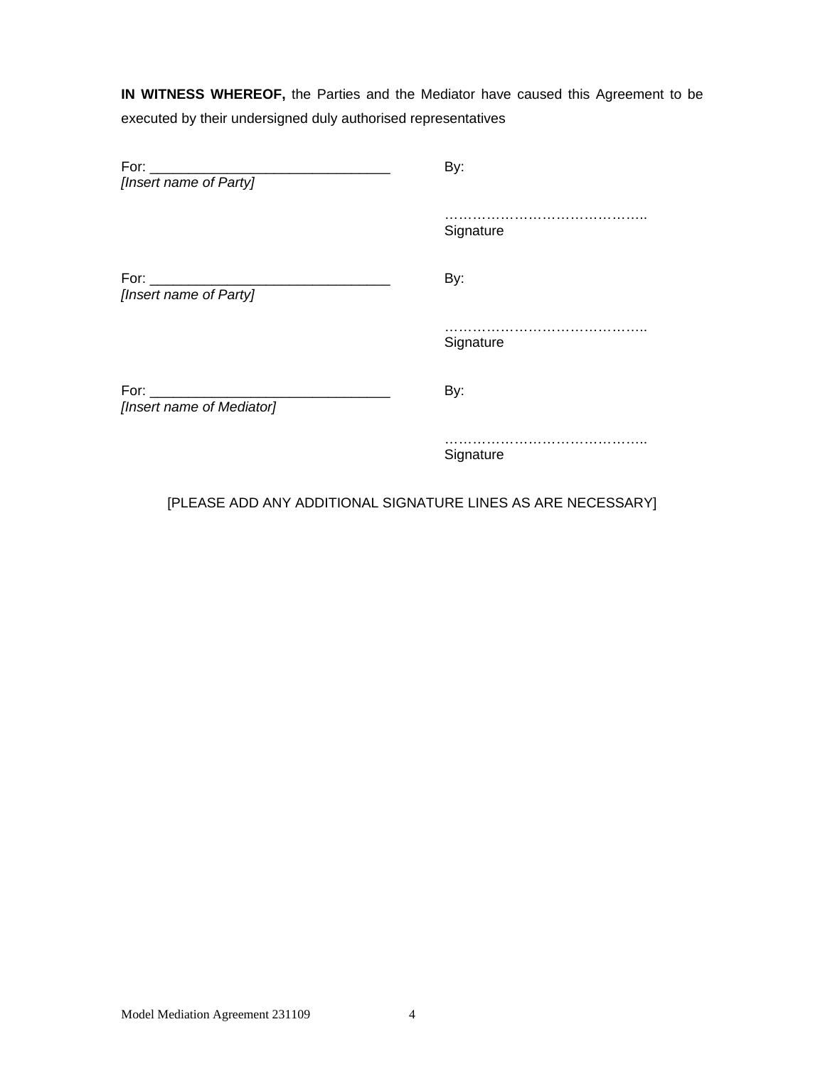**IN WITNESS WHEREOF,** the Parties and the Mediator have caused this Agreement to be executed by their undersigned duly authorised representatives

| | |
|---|---|
| For: _______________________________ <br> *[Insert name of Party]* | By: <br><br> …………………………………….. <br> Signature |
| For: _______________________________ <br> *[Insert name of Party]* | By: <br><br> …………………………………….. <br> Signature |
| For: _______________________________ <br> *[Insert name of Mediator]* | By: <br><br> …………………………………….. <br> Signature |

[PLEASE ADD ANY ADDITIONAL SIGNATURE LINES AS ARE NECESSARY]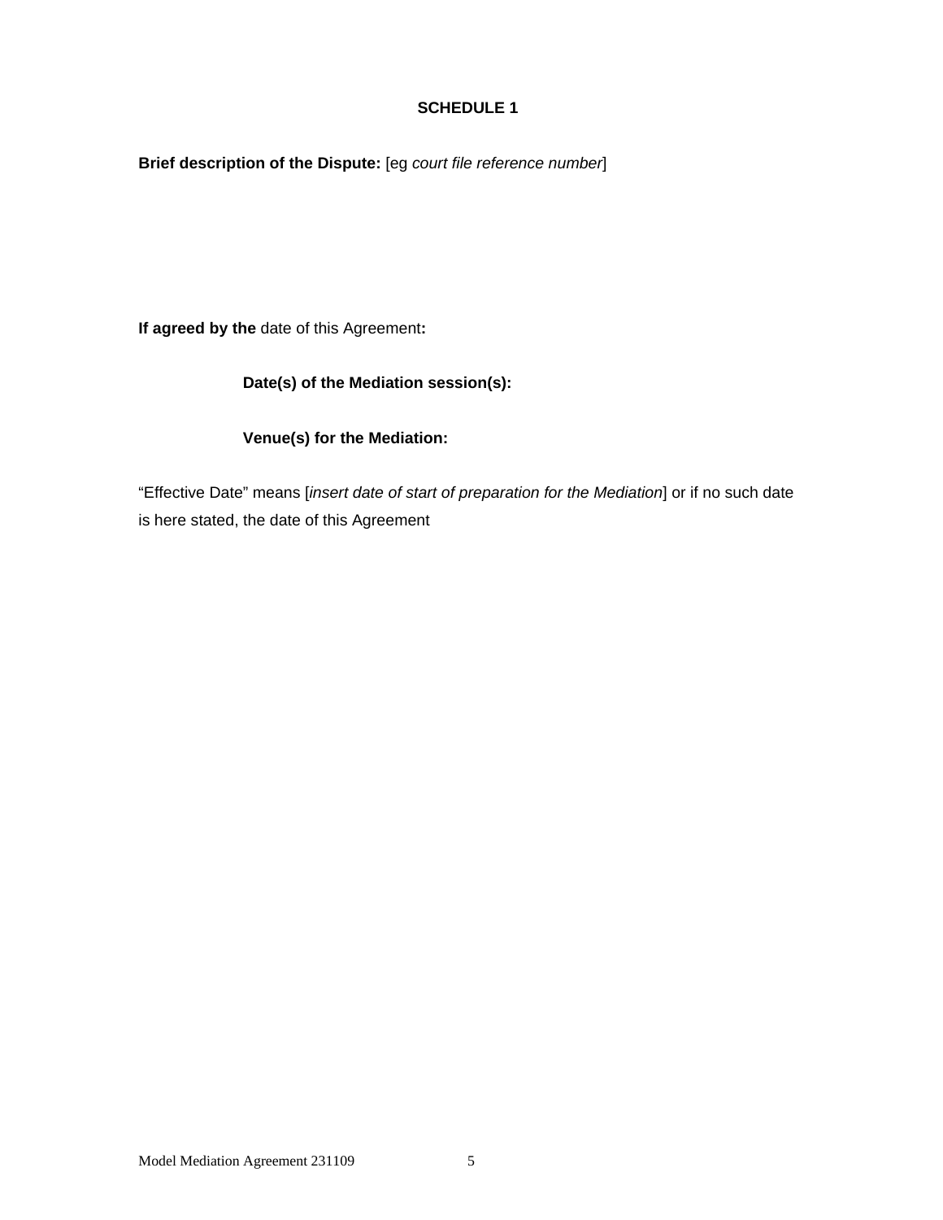**SCHEDULE 1**

**Brief description of the Dispute:** [eg *court file reference number*]

**If agreed by the** date of this Agreement**:**

**Date(s) of the Mediation session(s):**

**Venue(s) for the Mediation:**

"Effective Date" means [*insert date of start of preparation for the Mediation*] or if no such date is here stated, the date of this Agreement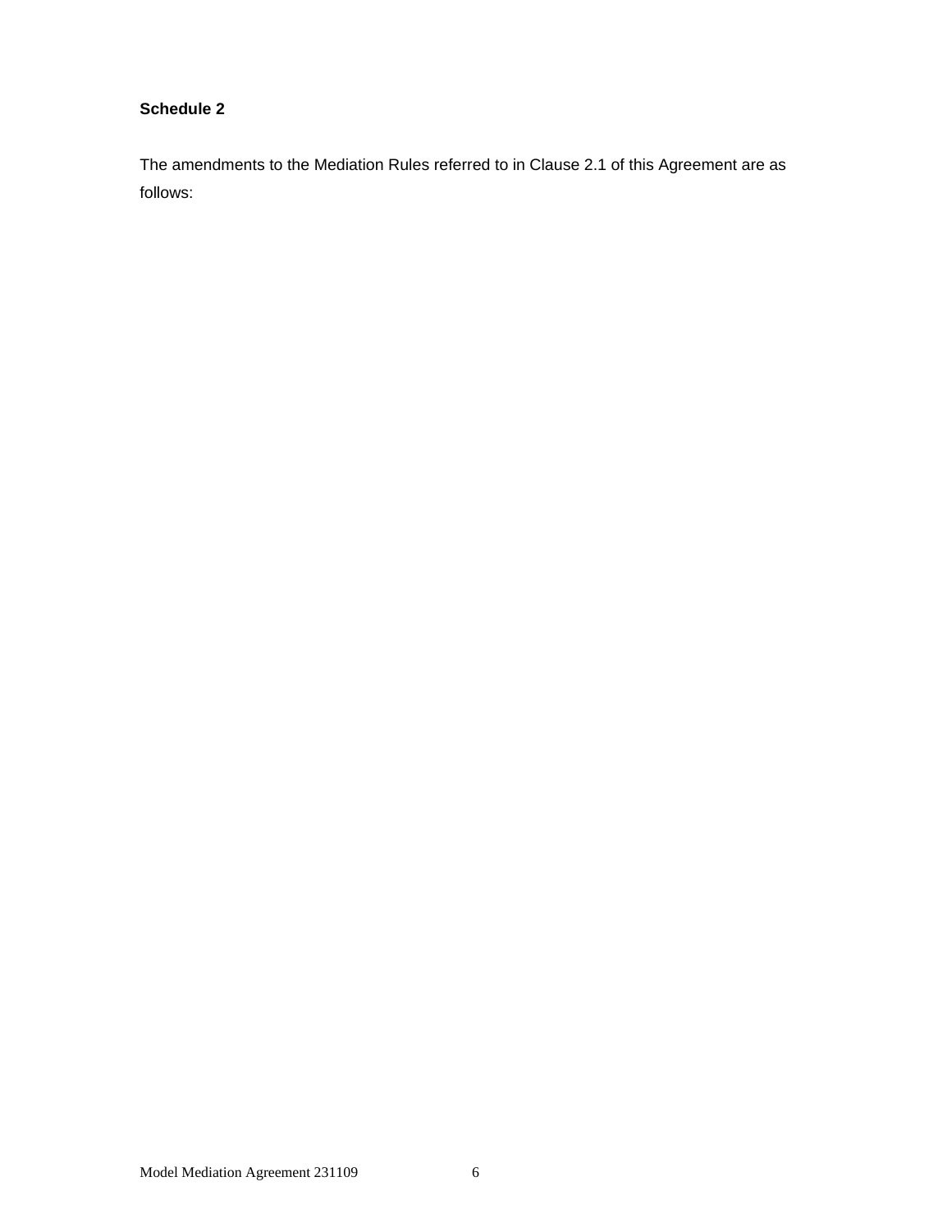**Schedule 2**

The amendments to the Mediation Rules referred to in Clause 2.1 of this Agreement are as follows: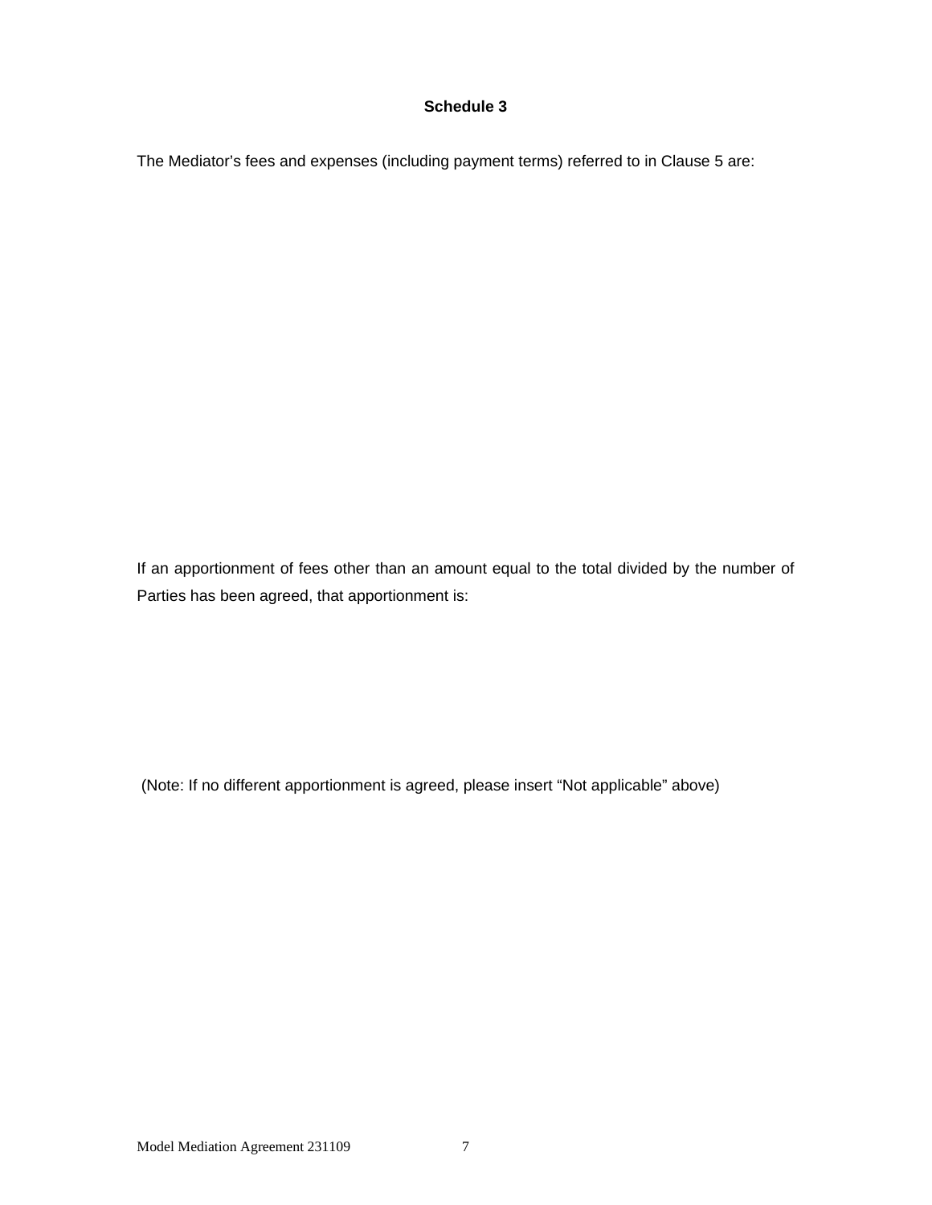**Schedule 3**

The Mediator’s fees and expenses (including payment terms) referred to in Clause 5 are:

If an apportionment of fees other than an amount equal to the total divided by the number of Parties has been agreed, that apportionment is:

(Note: If no different apportionment is agreed, please insert “Not applicable” above)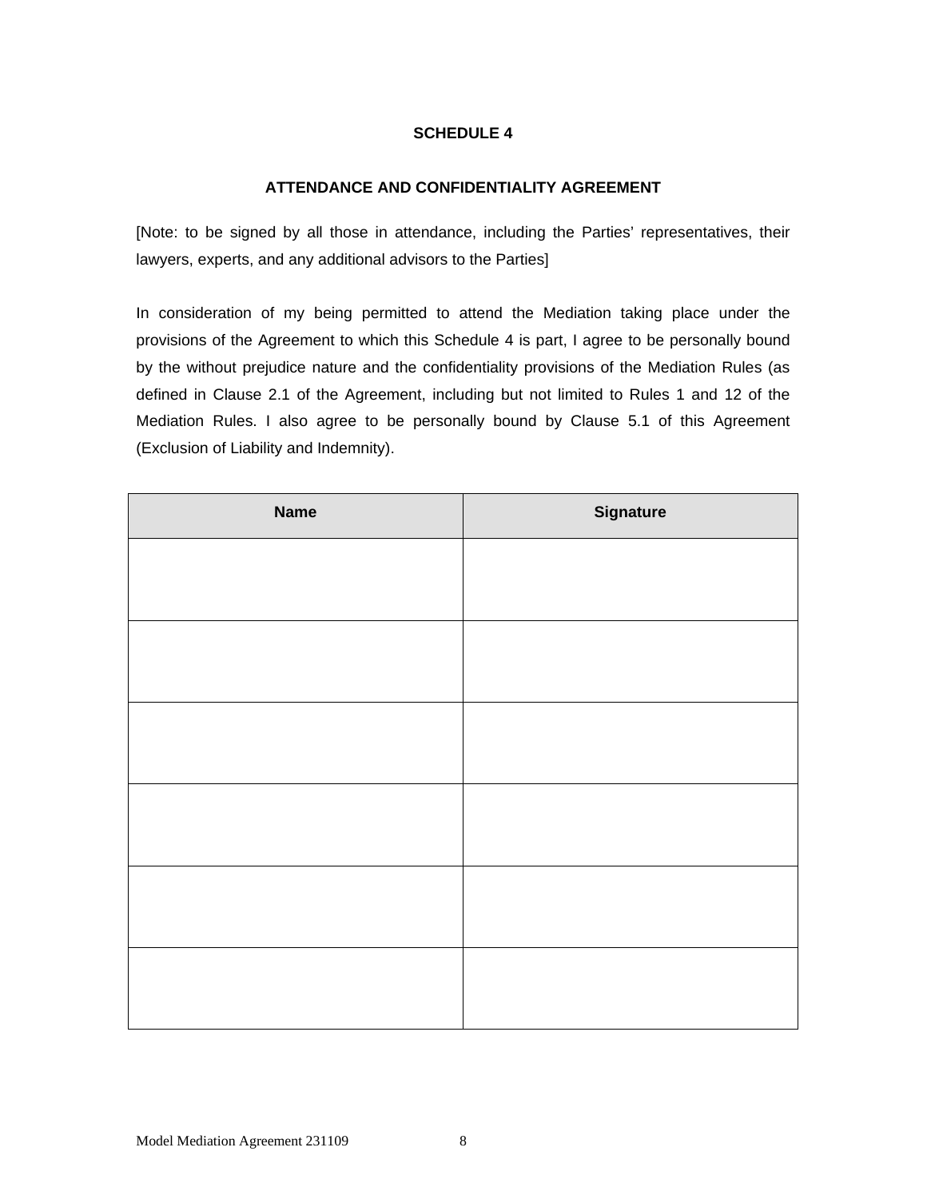## SCHEDULE 4

## ATTENDANCE AND CONFIDENTIALITY AGREEMENT

[Note: to be signed by all those in attendance, including the Parties' representatives, their lawyers, experts, and any additional advisors to the Parties]

In consideration of my being permitted to attend the Mediation taking place under the provisions of the Agreement to which this Schedule 4 is part, I agree to be personally bound by the without prejudice nature and the confidentiality provisions of the Mediation Rules (as defined in Clause 2.1 of the Agreement, including but not limited to Rules 1 and 12 of the Mediation Rules. I also agree to be personally bound by Clause 5.1 of this Agreement (Exclusion of Liability and Indemnity).

| Name | Signature |
|---|---|
| | |
| | |
| | |
| | |
| | |
| | |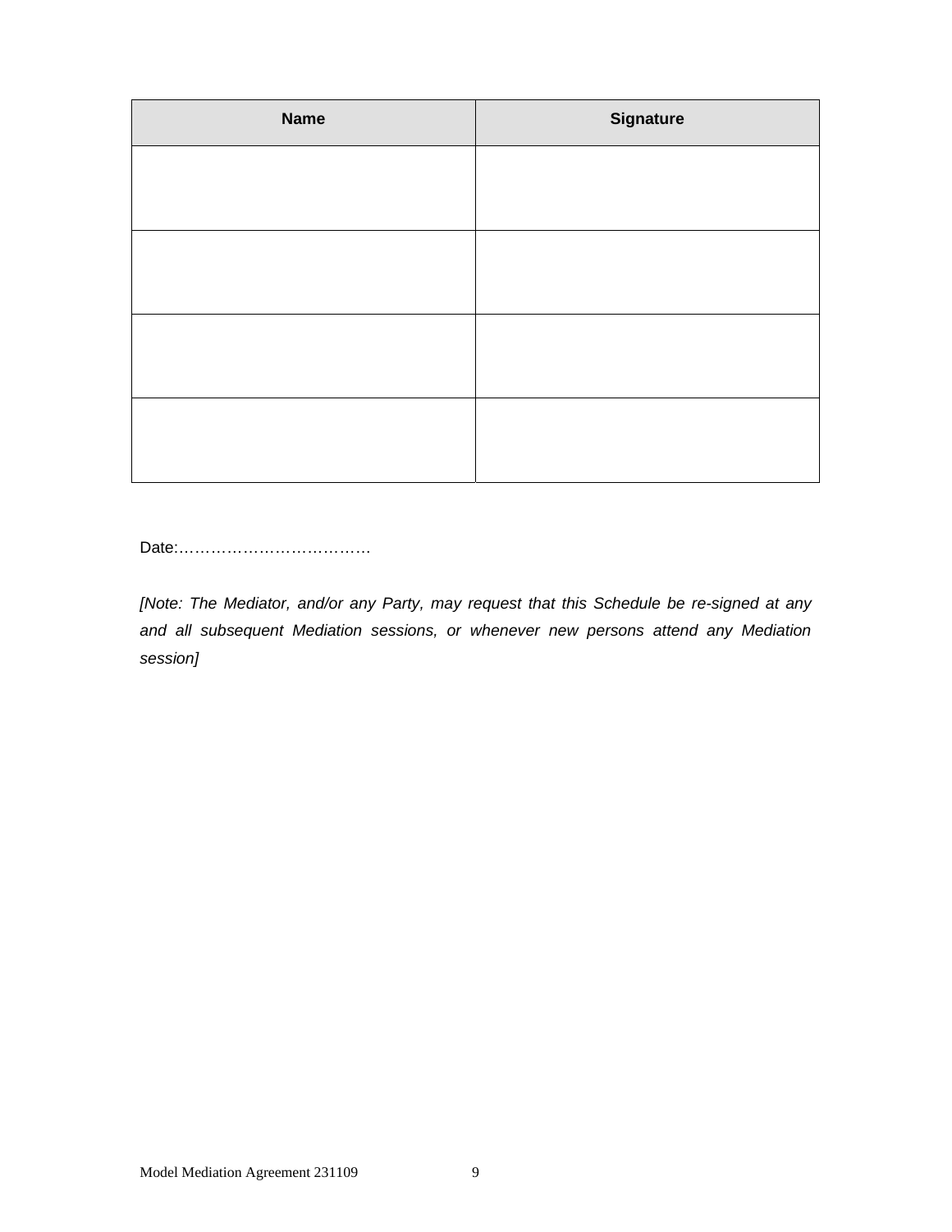| Name | Signature |
|---|---|
| | |
| | |
| | |
| | |

Date:………………………………

*[Note: The Mediator, and/or any Party, may request that this Schedule be re-signed at any and all subsequent Mediation sessions, or whenever new persons attend any Mediation session]*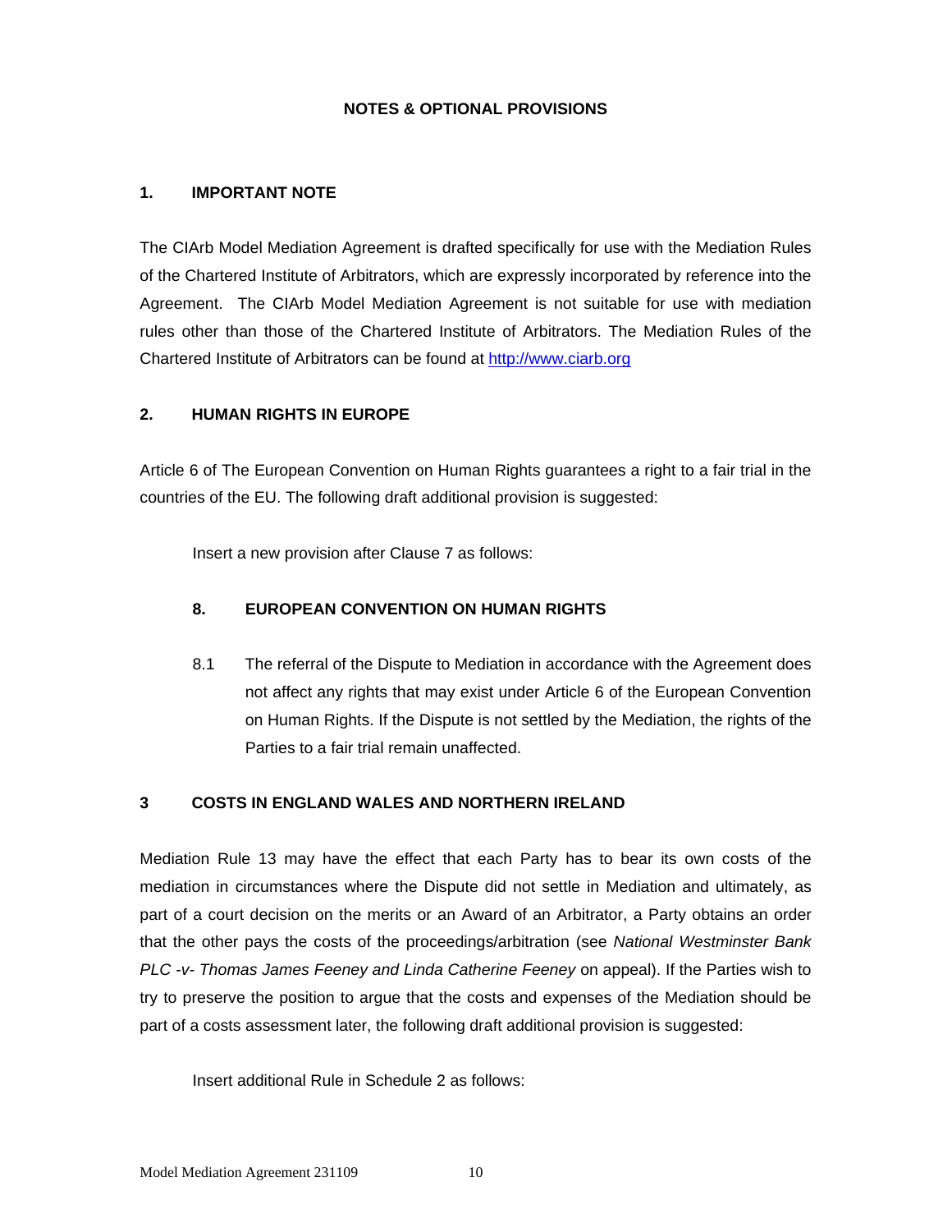## NOTES & OPTIONAL PROVISIONS

### 1. IMPORTANT NOTE

The CIArb Model Mediation Agreement is drafted specifically for use with the Mediation Rules of the Chartered Institute of Arbitrators, which are expressly incorporated by reference into the Agreement. The CIArb Model Mediation Agreement is not suitable for use with mediation rules other than those of the Chartered Institute of Arbitrators. The Mediation Rules of the Chartered Institute of Arbitrators can be found at http://www.ciarb.org

### 2. HUMAN RIGHTS IN EUROPE

Article 6 of The European Convention on Human Rights guarantees a right to a fair trial in the countries of the EU. The following draft additional provision is suggested:

Insert a new provision after Clause 7 as follows:

**8. EUROPEAN CONVENTION ON HUMAN RIGHTS**

8.1 The referral of the Dispute to Mediation in accordance with the Agreement does not affect any rights that may exist under Article 6 of the European Convention on Human Rights. If the Dispute is not settled by the Mediation, the rights of the Parties to a fair trial remain unaffected.

### 3 COSTS IN ENGLAND WALES AND NORTHERN IRELAND

Mediation Rule 13 may have the effect that each Party has to bear its own costs of the mediation in circumstances where the Dispute did not settle in Mediation and ultimately, as part of a court decision on the merits or an Award of an Arbitrator, a Party obtains an order that the other pays the costs of the proceedings/arbitration (see *National Westminster Bank PLC -v- Thomas James Feeney and Linda Catherine Feeney* on appeal). If the Parties wish to try to preserve the position to argue that the costs and expenses of the Mediation should be part of a costs assessment later, the following draft additional provision is suggested:

Insert additional Rule in Schedule 2 as follows: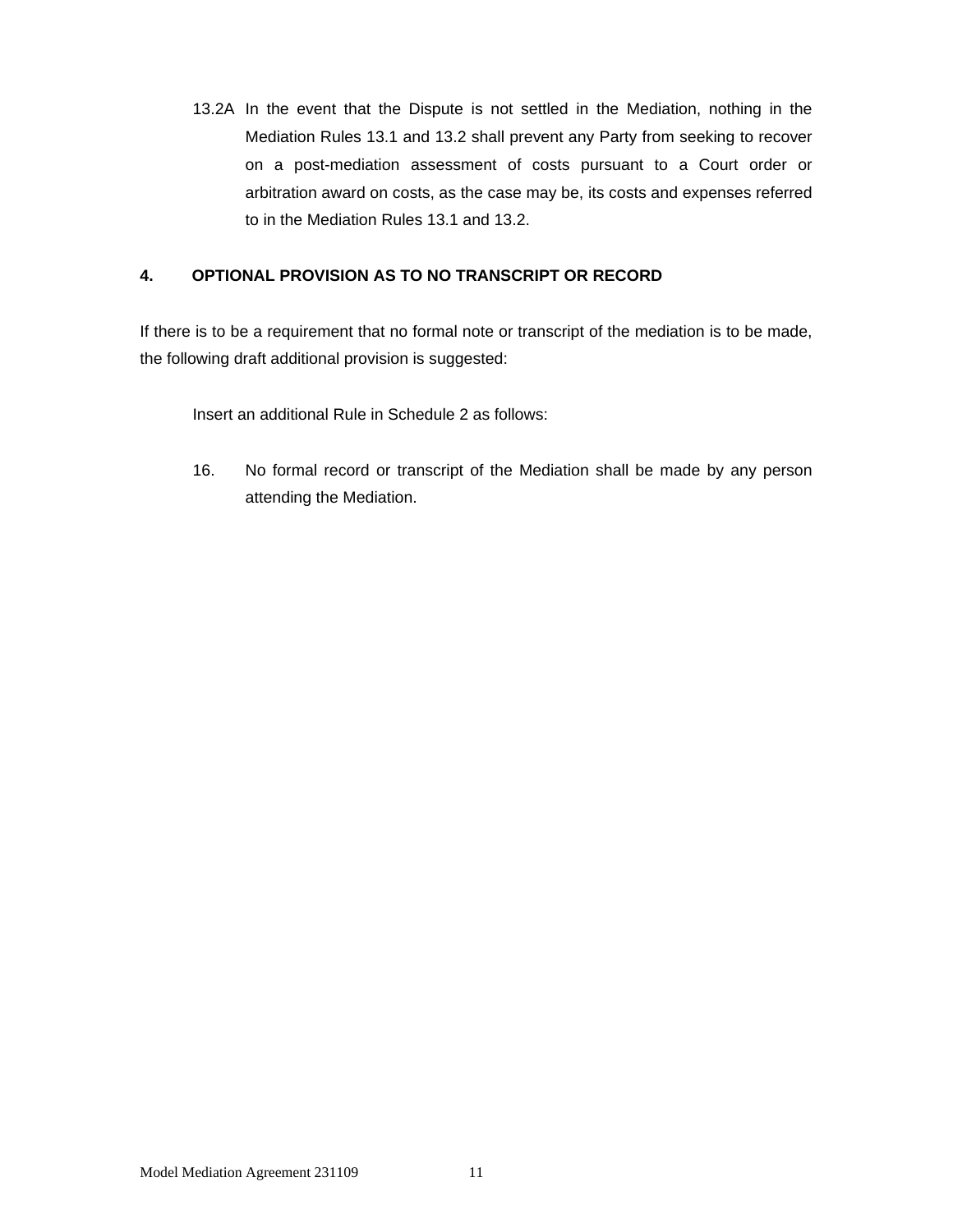13.2A In the event that the Dispute is not settled in the Mediation, nothing in the Mediation Rules 13.1 and 13.2 shall prevent any Party from seeking to recover on a post-mediation assessment of costs pursuant to a Court order or arbitration award on costs, as the case may be, its costs and expenses referred to in the Mediation Rules 13.1 and 13.2.

## 4. OPTIONAL PROVISION AS TO NO TRANSCRIPT OR RECORD

If there is to be a requirement that no formal note or transcript of the mediation is to be made, the following draft additional provision is suggested:

Insert an additional Rule in Schedule 2 as follows:

16. No formal record or transcript of the Mediation shall be made by any person attending the Mediation.